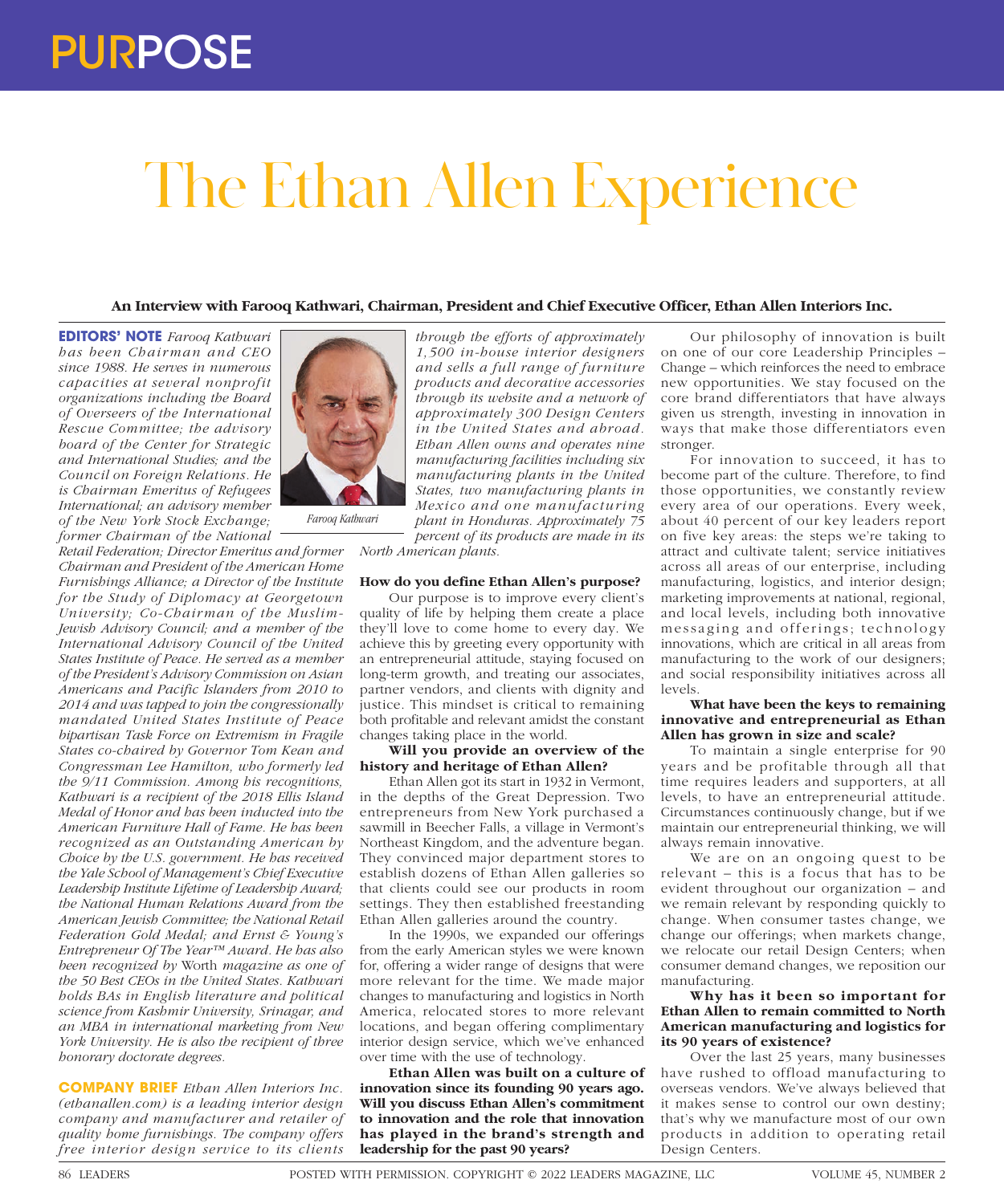# The Ethan Allen Experience

**An Interview with Farooq Kathwari, Chairman, President and Chief Executive Officer, Ethan Allen Interiors Inc.**

**EDITORS' NOTE** *Farooq Kathwari has been Chairman and CEO since 1988. He serves in numerous capacities at several nonprofit organizations including the Board of Overseers of the International Rescue Committee; the advisory board of the Center for Strategic and International Studies; and the Council on Foreign Relations. He is Chairman Emeritus of Refugees International; an advisory member of the New York Stock Exchange; former Chairman of the National Retail Federation; Director Emeritus and former Chairman and President of the American Home Furnishings Alliance; a Director of the Institute for the Study of Diplomacy at Georgetown University; Co-Chairman of the Muslim-Jewish Advisory Council; and a member of the International Advisory Council of the United States Institute of Peace. He served as a member of the President's Advisory Commission on Asian Americans and Pacific Islanders from 2010 to 2014 and was tapped to join the congressionally mandated United States Institute of Peace bipartisan Task Force on Extremism in Fragile States co-chaired by Governor Tom Kean and Congressman Lee Hamilton, who formerly led the 9/11 Commission. Among his recognitions, Kathwari is a recipient of the 2018 Ellis Island Medal of Honor and has been inducted into the American Furniture Hall of Fame. He has been recognized as an Outstanding American by Choice by the U.S. government. He has received the Yale School of Management's Chief Executive Leadership Institute Lifetime of Leadership Award; the National Human Relations Award from the American Jewish Committee; the National Retail Federation Gold Medal; and Ernst & Young's Entrepreneur Of The Year™ Award. He has also been recognized by* Worth *magazine as one of the 50 Best CEOs in the United States. Kathwari holds BAs in English literature and political science from Kashmir University, Srinagar, and an MBA in international marketing from New York University. He is also the recipient of three honorary doctorate degrees.*

*Farooq Kathwari*

**COMPANY BRIEF** *Ethan Allen Interiors Inc. (ethanallen.com) is a leading interior design company and manufacturer and retailer of quality home furnishings. The company offers free interior design service to its clients through the efforts of approximately 1,500 in-house interior designers and sells a full range of furniture products and decorative accessories through its website and a network of approximately 300 Design Centers in the United States and abroad. Ethan Allen owns and operates nine manufacturing facilities including six manufacturing plants in the United States, two manufacturing plants in Mexico and one manufacturing plant in Honduras. Approximately 75 percent of its products are made in its North American plants.*

**How do you define Ethan Allen's purpose?**

Our purpose is to improve every client's quality of life by helping them create a place they'll love to come home to every day. We achieve this by greeting every opportunity with an entrepreneurial attitude, staying focused on long-term growth, and treating our associates, partner vendors, and clients with dignity and justice. This mindset is critical to remaining both profitable and relevant amidst the constant changes taking place in the world.

**Will you provide an overview of the history and heritage of Ethan Allen?**

Ethan Allen got its start in 1932 in Vermont, in the depths of the Great Depression. Two entrepreneurs from New York purchased a sawmill in Beecher Falls, a village in Vermont's Northeast Kingdom, and the adventure began. They convinced major department stores to establish dozens of Ethan Allen galleries so that clients could see our products in room settings. They then established freestanding Ethan Allen galleries around the country.

In the 1990s, we expanded our offerings from the early American styles we were known for, offering a wider range of designs that were more relevant for the time. We made major changes to manufacturing and logistics in North America, relocated stores to more relevant locations, and began offering complimentary interior design service, which we've enhanced over time with the use of technology.

**Ethan Allen was built on a culture of innovation since its founding 90 years ago. Will you discuss Ethan Allen's commitment to innovation and the role that innovation has played in the brand's strength and leadership for the past 90 years?**

Our philosophy of innovation is built on one of our core Leadership Principles – Change – which reinforces the need to embrace new opportunities. We stay focused on the core brand differentiators that have always given us strength, investing in innovation in ways that make those differentiators even stronger.

For innovation to succeed, it has to become part of the culture. Therefore, to find those opportunities, we constantly review every area of our operations. Every week, about 40 percent of our key leaders report on five key areas: the steps we're taking to attract and cultivate talent; service initiatives across all areas of our enterprise, including manufacturing, logistics, and interior design; marketing improvements at national, regional, and local levels, including both innovative messaging and offerings; technology innovations, which are critical in all areas from manufacturing to the work of our designers; and social responsibility initiatives across all levels.

**What have been the keys to remaining innovative and entrepreneurial as Ethan Allen has grown in size and scale?**

To maintain a single enterprise for 90 years and be profitable through all that time requires leaders and supporters, at all levels, to have an entrepreneurial attitude. Circumstances continuously change, but if we maintain our entrepreneurial thinking, we will always remain innovative.

We are on an ongoing quest to be relevant – this is a focus that has to be evident throughout our organization – and we remain relevant by responding quickly to change. When consumer tastes change, we change our offerings; when markets change, we relocate our retail Design Centers; when consumer demand changes, we reposition our manufacturing.

**Why has it been so important for Ethan Allen to remain committed to North American manufacturing and logistics for its 90 years of existence?**

Over the last 25 years, many businesses have rushed to offload manufacturing to overseas vendors. We've always believed that it makes sense to control our own destiny; that's why we manufacture most of our own products in addition to operating retail Design Centers.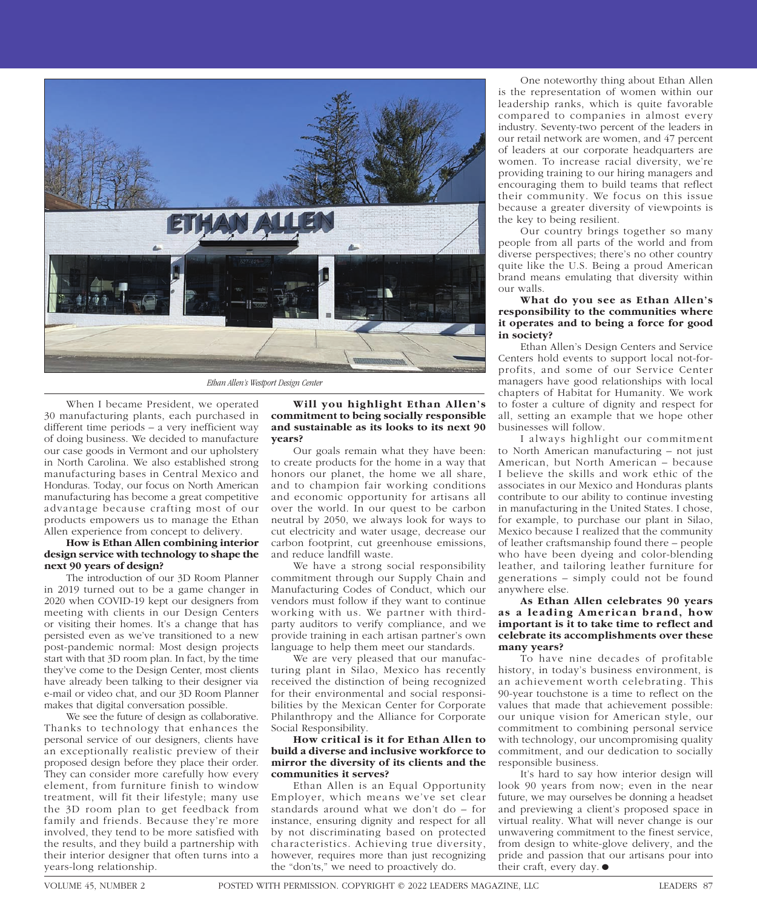*Ethan Allen's Westport Design Center*

When I became President, we operated 30 manufacturing plants, each purchased in different time periods – a very inefficient way of doing business. We decided to manufacture our case goods in Vermont and our upholstery in North Carolina. We also established strong manufacturing bases in Central Mexico and Honduras. Today, our focus on North American manufacturing has become a great competitive advantage because crafting most of our products empowers us to manage the Ethan Allen experience from concept to delivery.

**How is Ethan Allen combining interior design service with technology to shape the next 90 years of design?**

The introduction of our 3D Room Planner in 2019 turned out to be a game changer in 2020 when COVID-19 kept our designers from meeting with clients in our Design Centers or visiting their homes. It's a change that has persisted even as we've transitioned to a new post-pandemic normal: Most design projects start with that 3D room plan. In fact, by the time they've come to the Design Center, most clients have already been talking to their designer via e-mail or video chat, and our 3D Room Planner makes that digital conversation possible.

We see the future of design as collaborative. Thanks to technology that enhances the personal service of our designers, clients have an exceptionally realistic preview of their proposed design before they place their order. They can consider more carefully how every element, from furniture finish to window treatment, will fit their lifestyle; many use the 3D room plan to get feedback from family and friends. Because they're more involved, they tend to be more satisfied with the results, and they build a partnership with their interior designer that often turns into a years-long relationship.

**Will you highlight Ethan Allen's commitment to being socially responsible and sustainable as its looks to its next 90 years?**

Our goals remain what they have been: to create products for the home in a way that honors our planet, the home we all share, and to champion fair working conditions and economic opportunity for artisans all over the world. In our quest to be carbon neutral by 2050, we always look for ways to cut electricity and water usage, decrease our carbon footprint, cut greenhouse emissions, and reduce landfill waste.

We have a strong social responsibility commitment through our Supply Chain and Manufacturing Codes of Conduct, which our vendors must follow if they want to continue working with us. We partner with third-party auditors to verify compliance, and we provide training in each artisan partner's own language to help them meet our standards.

We are very pleased that our manufacturing plant in Silao, Mexico has recently received the distinction of being recognized for their environmental and social responsibilities by the Mexican Center for Corporate Philanthropy and the Alliance for Corporate Social Responsibility.

**How critical is it for Ethan Allen to build a diverse and inclusive workforce to mirror the diversity of its clients and the communities it serves?**

Ethan Allen is an Equal Opportunity Employer, which means we've set clear standards around what we don't do – for instance, ensuring dignity and respect for all by not discriminating based on protected characteristics. Achieving true diversity, however, requires more than just recognizing the "don'ts," we need to proactively do.

One noteworthy thing about Ethan Allen is the representation of women within our leadership ranks, which is quite favorable compared to companies in almost every industry. Seventy-two percent of the leaders in our retail network are women, and 47 percent of leaders at our corporate headquarters are women. To increase racial diversity, we're providing training to our hiring managers and encouraging them to build teams that reflect their community. We focus on this issue because a greater diversity of viewpoints is the key to being resilient.

Our country brings together so many people from all parts of the world and from diverse perspectives; there's no other country quite like the U.S. Being a proud American brand means emulating that diversity within our walls.

**What do you see as Ethan Allen's responsibility to the communities where it operates and to being a force for good in society?**

Ethan Allen's Design Centers and Service Centers hold events to support local not-for-profits, and some of our Service Center managers have good relationships with local chapters of Habitat for Humanity. We work to foster a culture of dignity and respect for all, setting an example that we hope other businesses will follow.

I always highlight our commitment to North American manufacturing – not just American, but North American – because I believe the skills and work ethic of the associates in our Mexico and Honduras plants contribute to our ability to continue investing in manufacturing in the United States. I chose, for example, to purchase our plant in Silao, Mexico because I realized that the community of leather craftsmanship found there – people who have been dyeing and color-blending leather, and tailoring leather furniture for generations – simply could not be found anywhere else.

**As Ethan Allen celebrates 90 years as a leading American brand, how important is it to take time to reflect and celebrate its accomplishments over these many years?**

To have nine decades of profitable history, in today's business environment, is an achievement worth celebrating. This 90-year touchstone is a time to reflect on the values that made that achievement possible: our unique vision for American style, our commitment to combining personal service with technology, our uncompromising quality commitment, and our dedication to socially responsible business.

It's hard to say how interior design will look 90 years from now; even in the near future, we may ourselves be donning a headset and previewing a client's proposed space in virtual reality. What will never change is our unwavering commitment to the finest service, from design to white-glove delivery, and the pride and passion that our artisans pour into their craft, every day. ●

POSTED WITH PERMISSION. COPYRIGHT © 2022 LEADERS MAGAZINE, LLC